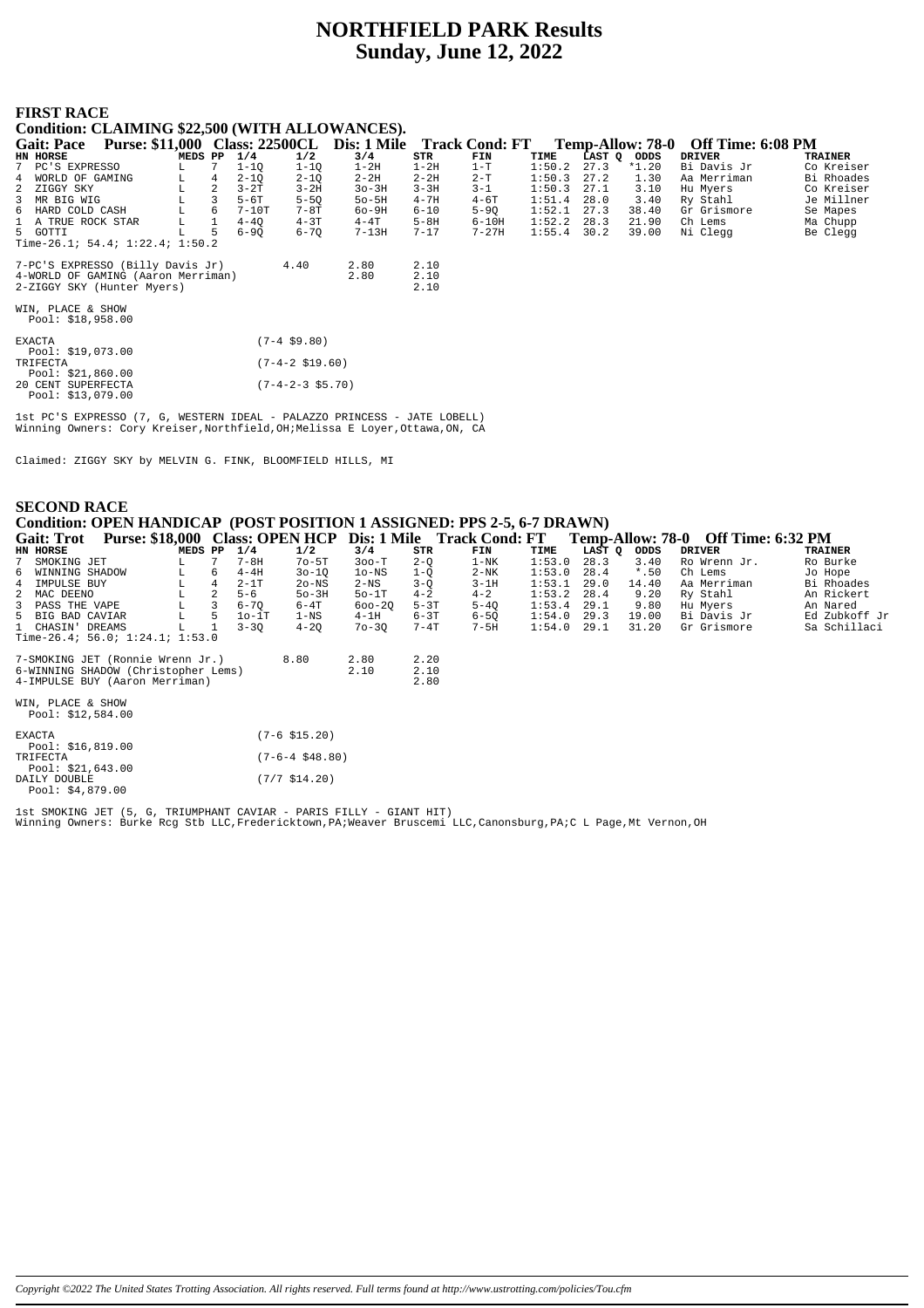# NORTHFIELD PARK Results
## Sunday, June 12, 2022

### FIRST RACE

**Condition: CLAIMING \$22,500 (WITH ALLOWANCES).**

**Gait: Pace Purse: \$11,000 Class: 22500CL Dis: 1 Mile Track Cond: FT Temp-Allow: 78-0 Off Time: 6:08 PM**

| HN | HORSE | MEDS | PP | 1/4 | 1/2 | 3/4 | STR | FIN | TIME | LAST Q | ODDS | DRIVER | TRAINER |
|---|---|---|---|---|---|---|---|---|---|---|---|---|---|
| 7 | PC'S EXPRESSO | L | 7 | 1-1Q | 1-1Q | 1-2H | 1-2H | 1-T | 1:50.2 | 27.3 | *1.20 | Bi Davis Jr | Co Kreiser |
| 4 | WORLD OF GAMING | L | 4 | 2-1Q | 2-1Q | 2-2H | 2-2H | 2-T | 1:50.3 | 27.2 | 1.30 | Aa Merriman | Bi Rhoades |
| 2 | ZIGGY SKY | L | 2 | 3-2T | 3-2H | 3o-3H | 3-3H | 3-1 | 1:50.3 | 27.1 | 3.10 | Hu Myers | Co Kreiser |
| 3 | MR BIG WIG | L | 3 | 5-6T | 5-5Q | 5o-5H | 4-7H | 4-6T | 1:51.4 | 28.0 | 3.40 | Ry Stahl | Je Millner |
| 6 | HARD COLD CASH | L | 6 | 7-10T | 7-8T | 6o-9H | 6-10 | 5-9Q | 1:52.1 | 27.3 | 38.40 | Gr Grismore | Se Mapes |
| 1 | A TRUE ROCK STAR | L | 1 | 4-4Q | 4-3T | 4-4T | 5-8H | 6-10H | 1:52.2 | 28.3 | 21.90 | Ch Lems | Ma Chupp |
| 5 | GOTTI | L | 5 | 6-9Q | 6-7Q | 7-13H | 7-17 | 7-27H | 1:55.4 | 30.2 | 39.00 | Ni Clegg | Be Clegg |

Time-26.1; 54.4; 1:22.4; 1:50.2

| | | | |
|---|---|---|---|
| 7-PC'S EXPRESSO (Billy Davis Jr) | 4.40 | 2.80 | 2.10 |
| 4-WORLD OF GAMING (Aaron Merriman) | | 2.80 | 2.10 |
| 2-ZIGGY SKY (Hunter Myers) | | | 2.10 |

WIN, PLACE & SHOW
Pool: \$18,958.00

| | |
|---|---|
| EXACTA Pool: \$19,073.00 | (7-4 \$9.80) |
| TRIFECTA Pool: \$21,860.00 | (7-4-2 \$19.60) |
| 20 CENT SUPERFECTA Pool: \$13,079.00 | (7-4-2-3 \$5.70) |

1st PC'S EXPRESSO (7, G, WESTERN IDEAL - PALAZZO PRINCESS - JATE LOBELL)
Winning Owners: Cory Kreiser,Northfield,OH;Melissa E Loyer,Ottawa,ON, CA

Claimed: ZIGGY SKY by MELVIN G. FINK, BLOOMFIELD HILLS, MI

### SECOND RACE

**Condition: OPEN HANDICAP (POST POSITION 1 ASSIGNED: PPS 2-5, 6-7 DRAWN)**

**Gait: Trot Purse: \$18,000 Class: OPEN HCP Dis: 1 Mile Track Cond: FT Temp-Allow: 78-0 Off Time: 6:32 PM**

| HN | HORSE | MEDS | PP | 1/4 | 1/2 | 3/4 | STR | FIN | TIME | LAST Q | ODDS | DRIVER | TRAINER |
|---|---|---|---|---|---|---|---|---|---|---|---|---|---|
| 7 | SMOKING JET | L | 7 | 7-8H | 7o-5T | 3oo-T | 2-Q | 1-NK | 1:53.0 | 28.3 | 3.40 | Ro Wrenn Jr. | Ro Burke |
| 6 | WINNING SHADOW | L | 6 | 4-4H | 3o-1Q | 1o-NS | 1-Q | 2-NK | 1:53.0 | 28.4 | *.50 | Ch Lems | Jo Hope |
| 4 | IMPULSE BUY | L | 4 | 2-1T | 2o-NS | 2-NS | 3-Q | 3-1H | 1:53.1 | 29.0 | 14.40 | Aa Merriman | Bi Rhoades |
| 2 | MAC DEENO | L | 2 | 5-6 | 5o-3H | 5o-1T | 4-2 | 4-2 | 1:53.2 | 28.4 | 9.20 | Ry Stahl | An Rickert |
| 3 | PASS THE VAPE | L | 3 | 6-7Q | 6-4T | 6oo-2Q | 5-3T | 5-4Q | 1:53.4 | 29.1 | 9.80 | Hu Myers | An Nared |
| 5 | BIG BAD CAVIAR | L | 5 | 1o-1T | 1-NS | 4-1H | 6-3T | 6-5Q | 1:54.0 | 29.3 | 19.00 | Bi Davis Jr | Ed Zubkoff Jr |
| 1 | CHASIN' DREAMS | L | 1 | 3-3Q | 4-2Q | 7o-3Q | 7-4T | 7-5H | 1:54.0 | 29.1 | 31.20 | Gr Grismore | Sa Schillaci |

Time-26.4; 56.0; 1:24.1; 1:53.0

| | | | |
|---|---|---|---|
| 7-SMOKING JET (Ronnie Wrenn Jr.) | 8.80 | 2.80 | 2.20 |
| 6-WINNING SHADOW (Christopher Lems) | | 2.10 | 2.10 |
| 4-IMPULSE BUY (Aaron Merriman) | | | 2.80 |

WIN, PLACE & SHOW
Pool: \$12,584.00

| | |
|---|---|
| EXACTA Pool: \$16,819.00 | (7-6 \$15.20) |
| TRIFECTA Pool: \$21,643.00 | (7-6-4 \$48.80) |
| DAILY DOUBLE Pool: \$4,879.00 | (7/7 \$14.20) |

1st SMOKING JET (5, G, TRIUMPHANT CAVIAR - PARIS FILLY - GIANT HIT)
Winning Owners: Burke Rcg Stb LLC,Fredericktown,PA;Weaver Bruscemi LLC,Canonsburg,PA;C L Page,Mt Vernon,OH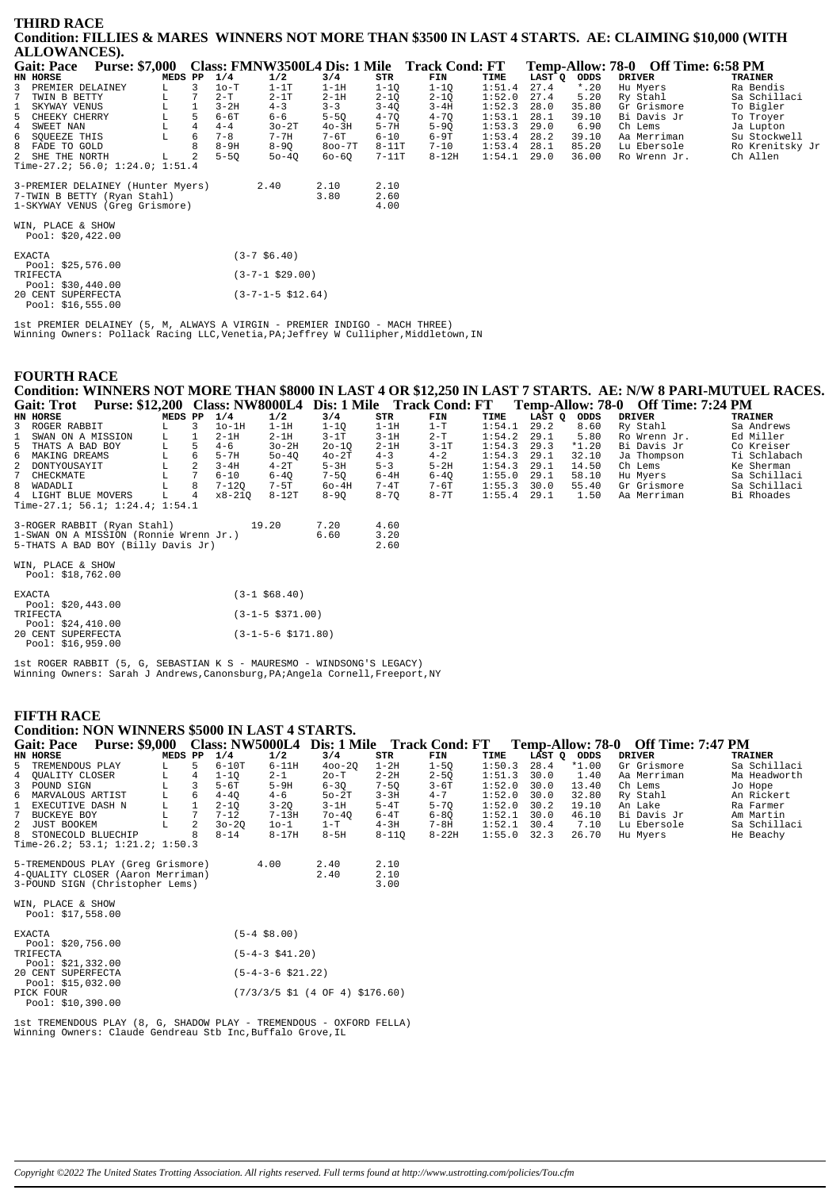## THIRD RACE

**Condition: FILLIES & MARES WINNERS NOT MORE THAN $3500 IN LAST 4 STARTS. AE: CLAIMING $10,000 (WITH ALLOWANCES).**

**Gait: Pace Purse: $7,000 Class: FMNW3500L4 Dis: 1 Mile Track Cond: FT Temp-Allow: 78-0 Off Time: 6:58 PM**

| HN | HORSE | MEDS | PP | 1/4 | 1/2 | 3/4 | STR | FIN | TIME | LAST Q | ODDS | DRIVER | TRAINER |
|---|---|---|---|---|---|---|---|---|---|---|---|---|---|
| 3 | PREMIER DELAINEY | L | 3 | 1o-T | 1-1T | 1-1H | 1-1Q | 1-1Q | 1:51.4 | 27.4 | *.20 | Hu Myers | Ra Bendis |
| 7 | TWIN B BETTY | L | 7 | 2-T | 2-1T | 2-1H | 2-1Q | 2-1Q | 1:52.0 | 27.4 | 5.20 | Ry Stahl | Sa Schillaci |
| 1 | SKYWAY VENUS | L | 1 | 3-2H | 4-3 | 3-3 | 3-4Q | 3-4H | 1:52.3 | 28.0 | 35.80 | Gr Grismore | To Bigler |
| 5 | CHEEKY CHERRY | L | 5 | 6-6T | 6-6 | 5-5Q | 4-7Q | 4-7Q | 1:53.1 | 28.1 | 39.10 | Bi Davis Jr | To Troyer |
| 4 | SWEET NAN | L | 4 | 4-4 | 3o-2T | 4o-3H | 5-7H | 5-9Q | 1:53.3 | 29.0 | 6.90 | Ch Lems | Ja Lupton |
| 6 | SQUEEZE THIS | L | 6 | 7-8 | 7-7H | 7-6T | 6-10 | 6-9T | 1:53.4 | 28.2 | 39.10 | Aa Merriman | Su Stockwell |
| 8 | FADE TO GOLD | | 8 | 8-9H | 8-9Q | 8oo-7T | 8-11T | 7-10 | 1:53.4 | 28.1 | 85.20 | Lu Ebersole | Ro Krenitsky Jr |
| 2 | SHE THE NORTH | L | 2 | 5-5Q | 5o-4Q | 6o-6Q | 7-11T | 8-12H | 1:54.1 | 29.0 | 36.00 | Ro Wrenn Jr. | Ch Allen |

Time-27.2; 56.0; 1:24.0; 1:51.4

| | | | |
|---|---|---|---|
| 3-PREMIER DELAINEY (Hunter Myers) | 2.40 | 2.10 | 2.10 |
| 7-TWIN B BETTY (Ryan Stahl) | | 3.80 | 2.60 |
| 1-SKYWAY VENUS (Greg Grismore) | | | 4.00 |

WIN, PLACE & SHOW
Pool: $20,422.00

| | |
|---|---|
| EXACTA Pool: $25,576.00 | (3-7 $6.40) |
| TRIFECTA Pool: $30,440.00 | (3-7-1 $29.00) |
| 20 CENT SUPERFECTA Pool: $16,555.00 | (3-7-1-5 $12.64) |

1st PREMIER DELAINEY (5, M, ALWAYS A VIRGIN - PREMIER INDIGO - MACH THREE)
Winning Owners: Pollack Racing LLC,Venetia,PA;Jeffrey W Cullipher,Middletown,IN

## FOURTH RACE

**Condition: WINNERS NOT MORE THAN $8000 IN LAST 4 OR $12,250 IN LAST 7 STARTS. AE: N/W 8 PARI-MUTUEL RACES.**

**Gait: Trot Purse: $12,200 Class: NW8000L4 Dis: 1 Mile Track Cond: FT Temp-Allow: 78-0 Off Time: 7:24 PM**

| HN | HORSE | MEDS | PP | 1/4 | 1/2 | 3/4 | STR | FIN | TIME | LAST Q | ODDS | DRIVER | TRAINER |
|---|---|---|---|---|---|---|---|---|---|---|---|---|---|
| 3 | ROGER RABBIT | L | 3 | 1o-1H | 1-1H | 1-1Q | 1-1H | 1-T | 1:54.1 | 29.2 | 8.60 | Ry Stahl | Sa Andrews |
| 1 | SWAN ON A MISSION | L | 1 | 2-1H | 2-1H | 3-1T | 3-1H | 2-T | 1:54.2 | 29.1 | 5.80 | Ro Wrenn Jr. | Ed Miller |
| 5 | THATS A BAD BOY | L | 5 | 4-6 | 3o-2H | 2o-1Q | 2-1H | 3-1T | 1:54.3 | 29.3 | *1.20 | Bi Davis Jr | Co Kreiser |
| 6 | MAKING DREAMS | L | 6 | 5-7H | 5o-4Q | 4o-2T | 4-3 | 4-2 | 1:54.3 | 29.1 | 32.10 | Ja Thompson | Ti Schlabach |
| 2 | DONTYOUSAYIT | L | 2 | 3-4H | 4-2T | 5-3H | 5-3 | 5-2H | 1:54.3 | 29.1 | 14.50 | Ch Lems | Ke Sherman |
| 7 | CHECKMATE | L | 7 | 6-10 | 6-4Q | 7-5Q | 6-4H | 6-4Q | 1:55.0 | 29.1 | 58.10 | Hu Myers | Sa Schillaci |
| 8 | WADADLI | L | 8 | 7-12Q | 7-5T | 6o-4H | 7-4T | 7-6T | 1:55.3 | 30.0 | 55.40 | Gr Grismore | Sa Schillaci |
| 4 | LIGHT BLUE MOVERS | L | 4 | x8-21Q | 8-12T | 8-9Q | 8-7Q | 8-7T | 1:55.4 | 29.1 | 1.50 | Aa Merriman | Bi Rhoades |

Time-27.1; 56.1; 1:24.4; 1:54.1

| | | | |
|---|---|---|---|
| 3-ROGER RABBIT (Ryan Stahl) | 19.20 | 7.20 | 4.60 |
| 1-SWAN ON A MISSION (Ronnie Wrenn Jr.) | | 6.60 | 3.20 |
| 5-THATS A BAD BOY (Billy Davis Jr) | | | 2.60 |

WIN, PLACE & SHOW
Pool: $18,762.00

| | |
|---|---|
| EXACTA Pool: $20,443.00 | (3-1 $68.40) |
| TRIFECTA Pool: $24,410.00 | (3-1-5 $371.00) |
| 20 CENT SUPERFECTA Pool: $16,959.00 | (3-1-5-6 $171.80) |

1st ROGER RABBIT (5, G, SEBASTIAN K S - MAURESMO - WINDSONG'S LEGACY)
Winning Owners: Sarah J Andrews,Canonsburg,PA;Angela Cornell,Freeport,NY

## FIFTH RACE

**Condition: NON WINNERS $5000 IN LAST 4 STARTS.**

**Gait: Pace Purse: $9,000 Class: NW5000L4 Dis: 1 Mile Track Cond: FT Temp-Allow: 78-0 Off Time: 7:47 PM**

| HN | HORSE | MEDS | PP | 1/4 | 1/2 | 3/4 | STR | FIN | TIME | LAST Q | ODDS | DRIVER | TRAINER |
|---|---|---|---|---|---|---|---|---|---|---|---|---|---|
| 5 | TREMENDOUS PLAY | L | 5 | 6-10T | 6-11H | 4oo-2Q | 1-2H | 1-5Q | 1:50.3 | 28.4 | *1.00 | Gr Grismore | Sa Schillaci |
| 4 | QUALITY CLOSER | L | 4 | 1-1Q | 2-1 | 2o-T | 2-2H | 2-5Q | 1:51.3 | 30.0 | 1.40 | Aa Merriman | Ma Headworth |
| 3 | POUND SIGN | L | 3 | 5-6T | 5-9H | 6-3Q | 7-5Q | 3-6T | 1:52.0 | 30.0 | 13.40 | Ch Lems | Jo Hope |
| 6 | MARVALOUS ARTIST | L | 6 | 4-4Q | 4-6 | 5o-2T | 3-3H | 4-7 | 1:52.0 | 30.0 | 32.80 | Ry Stahl | An Rickert |
| 1 | EXECUTIVE DASH N | L | 1 | 2-1Q | 3-2Q | 3-1H | 5-4T | 5-7Q | 1:52.0 | 30.2 | 19.10 | An Lake | Ra Farmer |
| 7 | BUCKEYE BOY | L | 7 | 7-12 | 7-13H | 7o-4Q | 6-4T | 6-8Q | 1:52.1 | 30.0 | 46.10 | Bi Davis Jr | Am Martin |
| 2 | JUST BOOKEM | L | 2 | 3o-2Q | 1o-1 | 1-T | 4-3H | 7-8H | 1:52.1 | 30.4 | 7.10 | Lu Ebersole | Sa Schillaci |
| 8 | STONECOLD BLUECHIP | | 8 | 8-14 | 8-17H | 8-5H | 8-11Q | 8-22H | 1:55.0 | 32.3 | 26.70 | Hu Myers | He Beachy |

Time-26.2; 53.1; 1:21.2; 1:50.3

| | | | |
|---|---|---|---|
| 5-TREMENDOUS PLAY (Greg Grismore) | 4.00 | 2.40 | 2.10 |
| 4-QUALITY CLOSER (Aaron Merriman) | | 2.40 | 2.10 |
| 3-POUND SIGN (Christopher Lems) | | | 3.00 |

WIN, PLACE & SHOW
Pool: $17,558.00

| | |
|---|---|
| EXACTA Pool: $20,756.00 | (5-4 $8.00) |
| TRIFECTA Pool: $21,332.00 | (5-4-3 $41.20) |
| 20 CENT SUPERFECTA Pool: $15,032.00 | (5-4-3-6 $21.22) |
| PICK FOUR Pool: $10,390.00 | (7/3/3/5 $1 (4 OF 4) $176.60) |

1st TREMENDOUS PLAY (8, G, SHADOW PLAY - TREMENDOUS - OXFORD FELLA)
Winning Owners: Claude Gendreau Stb Inc,Buffalo Grove,IL

*Copyright ©2022 The United States Trotting Association. All rights reserved. Full terms found at http://www.ustrotting.com/policies/Tou.cfm*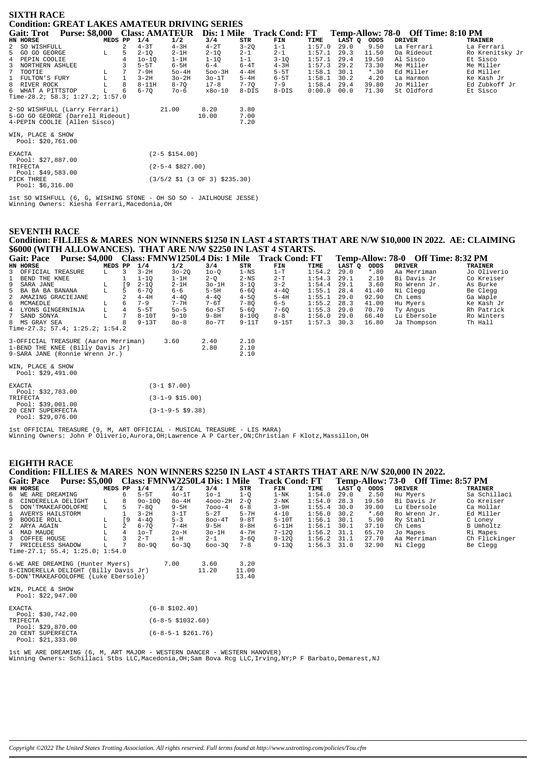## SIXTH RACE

### Condition: GREAT LAKES AMATEUR DRIVING SERIES

**Gait: Trot Purse: $8,000 Class: AMATEUR Dis: 1 Mile Track Cond: FT Temp-Allow: 78-0 Off Time: 8:10 PM**

| HN | HORSE | MEDS | PP | 1/4 | 1/2 | 3/4 | STR | FIN | TIME | LAST Q | ODDS | DRIVER | TRAINER |
|---|---|---|---|---|---|---|---|---|---|---|---|---|---|
| 2 | SO WISHFULL | | 2 | 4-3T | 4-3H | 4-2T | 3-2Q | 1-1 | 1:57.0 | 29.0 | 9.50 | La Ferrari | La Ferrari |
| 5 | GO GO GEORGE | L | 5 | 2-1Q | 2-1H | 2-1Q | 2-1 | 2-1 | 1:57.1 | 29.3 | 11.50 | Da Rideout | Ro Krenitsky Jr |
| 4 | PEPIN COOLIE | | 4 | 1o-1Q | 1-1H | 1-1Q | 1-1 | 3-1Q | 1:57.1 | 29.4 | 19.50 | Al Sisco | Et Sisco |
| 3 | NORTHERN ASHLEE | | 3 | 5-5T | 6-5H | 6-4 | 6-4T | 4-3H | 1:57.3 | 29.2 | 73.30 | Me Miller | Me Miller |
| 7 | TOOTIE | L | 7 | 7-9H | 5o-4H | 5oo-3H | 4-4H | 5-5T | 1:58.1 | 30.1 | *.30 | Ed Miller | Ed Miller |
| 1 | FULTON'S FURY | L | 1 | 3-2H | 3o-2H | 3o-1T | 5-4H | 6-5T | 1:58.1 | 30.2 | 4.20 | La Harmon | Ke Kash Jr |
| 8 | RIVER ROCK | L | 8 | 8-11H | 8-7Q | i7-8 | 7-7Q | 7-9 | 1:58.4 | 29.4 | 39.80 | Jo Miller | Ed Zubkoff Jr |
| 6 | WHAT A PITTSTOP | L | 6 | 6-7Q | 7o-6 | x8o-10 | 8-DIS | 8-DIS | 0:00.0 | 00.0 | 71.30 | St Oldford | Et Sisco |

Time-28.2; 58.3; 1:27.2; 1:57.0

| | | | |
|---|---|---|---|
| 2-SO WISHFULL (Larry Ferrari) | 21.00 | 8.20 | 3.80 |
| 5-GO GO GEORGE (Darrell Rideout) | | 10.00 | 7.00 |
| 4-PEPIN COOLIE (Allen Sisco) | | | 7.20 |

WIN, PLACE & SHOW
Pool: $20,761.00

| | |
|---|---|
| EXACTA Pool: $27,887.00 | (2-5 $154.00) |
| TRIFECTA Pool: $49,583.00 | (2-5-4 $827.00) |
| PICK THREE Pool: $6,316.00 | (3/5/2 $1 (3 OF 3) $235.30) |

1st SO WISHFULL (6, G, WISHING STONE - OH SO SO - JAILHOUSE JESSE)
Winning Owners: Kiesha Ferrari,Macedonia,OH

## SEVENTH RACE

### Condition: FILLIES & MARES NON WINNERS $1250 IN LAST 4 STARTS THAT ARE N/W $10,000 IN 2022. AE: CLAIMING $6000 (WITH ALLOWANCES). THAT ARE N/W $2250 IN LAST 4 STARTS.

**Gait: Pace Purse: $4,000 Class: FMNW1250L4 Dis: 1 Mile Track Cond: FT Temp-Allow: 78-0 Off Time: 8:32 PM**

| HN | HORSE | MEDS | PP | 1/4 | 1/2 | 3/4 | STR | FIN | TIME | LAST Q | ODDS | DRIVER | TRAINER |
|---|---|---|---|---|---|---|---|---|---|---|---|---|---|
| 3 | OFFICIAL TREASURE | L | 3 | 3-2H | 3o-2Q | 1o-Q | 1-NS | 1-T | 1:54.2 | 29.0 | *.80 | Aa Merriman | Jo Oliverio |
| 1 | BEND THE KNEE | | 1 | 1-1Q | 1-1H | 2-Q | 2-NS | 2-T | 1:54.3 | 29.1 | 2.10 | Bi Davis Jr | Co Kreiser |
| 9 | SARA JANE | L | [9 | 2-1Q | 2-1H | 3o-1H | 3-1Q | 3-2 | 1:54.4 | 29.1 | 3.60 | Ro Wrenn Jr. | As Burke |
| 5 | BA BA BA BANANA | L | 5 | 6-7Q | 6-6 | 5-5H | 6-6Q | 4-4Q | 1:55.1 | 28.4 | 41.40 | Ni Clegg | Be Clegg |
| 2 | AMAZING GRACIEJANE | | 2 | 4-4H | 4-4Q | 4-4Q | 4-5Q | 5-4H | 1:55.1 | 29.0 | 92.90 | Ch Lems | Ga Waple |
| 6 | MCMAEDLE | L | 6 | 7-9 | 7-7H | 7-6T | 7-8Q | 6-5 | 1:55.2 | 28.3 | 41.00 | Hu Myers | Ke Kash Jr |
| 4 | LYONS GINGERNINJA | L | 4 | 5-5T | 5o-5 | 6o-5T | 5-6Q | 7-6Q | 1:55.3 | 29.0 | 70.70 | Ty Angus | Rh Patrick |
| 7 | SAND SONYA | L | 7 | 8-10T | 9-10 | 9-8H | 8-10Q | 8-8 | 1:56.0 | 29.0 | 66.40 | Lu Ebersole | Ro Winters |
| 8 | MS GRAY SEA | | 8 | 9-13T | 8o-8 | 8o-7T | 9-11T | 9-15T | 1:57.3 | 30.3 | 16.80 | Ja Thompson | Th Hall |

Time-27.3; 57.4; 1:25.2; 1:54.2

| | | | |
|---|---|---|---|
| 3-OFFICIAL TREASURE (Aaron Merriman) | 3.60 | 2.40 | 2.10 |
| 1-BEND THE KNEE (Billy Davis Jr) | | 2.80 | 2.10 |
| 9-SARA JANE (Ronnie Wrenn Jr.) | | | 2.10 |

WIN, PLACE & SHOW
Pool: $29,491.00

| | |
|---|---|
| EXACTA Pool: $32,783.00 | (3-1 $7.00) |
| TRIFECTA Pool: $39,001.00 | (3-1-9 $15.00) |
| 20 CENT SUPERFECTA Pool: $29,076.00 | (3-1-9-5 $9.38) |

1st OFFICIAL TREASURE (9, M, ART OFFICIAL - MUSICAL TREASURE - LIS MARA)
Winning Owners: John P Oliverio,Aurora,OH;Lawrence A P Carter,ON;Christian F Klotz,Massillon,OH

## EIGHTH RACE

### Condition: FILLIES & MARES NON WINNERS $2250 IN LAST 4 STARTS THAT ARE N/W $20,000 IN 2022.

**Gait: Pace Purse: $5,000 Class: FMNW2250L4 Dis: 1 Mile Track Cond: FT Temp-Allow: 73-0 Off Time: 8:57 PM**

| HN | HORSE | MEDS | PP | 1/4 | 1/2 | 3/4 | STR | FIN | TIME | LAST Q | ODDS | DRIVER | TRAINER |
|---|---|---|---|---|---|---|---|---|---|---|---|---|---|
| 6 | WE ARE DREAMING | | 6 | 5-5T | 4o-1T | 1o-1 | 1-Q | 1-NK | 1:54.0 | 29.0 | 2.50 | Hu Myers | Sa Schillaci |
| 8 | CINDERELLA DELIGHT | L | 8 | 9o-10Q | 8o-4H | 4ooo-2H | 2-Q | 2-NK | 1:54.0 | 28.3 | 19.50 | Bi Davis Jr | Co Kreiser |
| 5 | DON'TMAKEAFOOLOFME | L | 5 | 7-8Q | 9-5H | 7ooo-4 | 6-8 | 3-9H | 1:55.4 | 30.0 | 39.00 | Lu Ebersole | Ca Hollar |
| 1 | AVERYS HAILSTORM | | 1 | 3-2H | 3-1T | 5-2T | 5-7H | 4-10 | 1:56.0 | 30.2 | *.60 | Ro Wrenn Jr. | Ed Miller |
| 9 | BOOGIE ROLL | L | [9 | 4-4Q | 5-3 | 8oo-4T | 9-8T | 5-10T | 1:56.1 | 30.1 | 5.90 | Ry Stahl | C Loney |
| 2 | ARYA AGAIN | L | 2 | 6-7Q | 7-4H | 9-5H | 8-8H | 6-11H | 1:56.1 | 30.1 | 37.10 | Ch Lems | B Umholtz |
| 4 | MAD MAUDE | L | 4 | 1o-T | 2o-H | 3o-1H | 4-7H | 7-12Q | 1:56.2 | 31.1 | 65.70 | Jo Mapes | Ri Mapes |
| 3 | COFFEE HOUSE | L | 3 | 2-T | 1-H | 2-1 | 3-6Q | 8-12Q | 1:56.2 | 31.1 | 27.70 | Aa Merriman | Ch Flickinger |
| 7 | PRICELESS SHADOW | L | 7 | 8o-9Q | 6o-3Q | 6oo-3Q | 7-8 | 9-13Q | 1:56.3 | 31.0 | 32.90 | Ni Clegg | Be Clegg |

Time-27.1; 55.4; 1:25.0; 1:54.0

| | | | |
|---|---|---|---|
| 6-WE ARE DREAMING (Hunter Myers) | 7.00 | 3.60 | 3.20 |
| 8-CINDERELLA DELIGHT (Billy Davis Jr) | | 11.20 | 11.00 |
| 5-DON'TMAKEAFOOLOFME (Luke Ebersole) | | | 13.40 |

WIN, PLACE & SHOW
Pool: $22,947.00

| | |
|---|---|
| EXACTA Pool: $30,742.00 | (6-8 $102.40) |
| TRIFECTA Pool: $29,870.00 | (6-8-5 $1032.60) |
| 20 CENT SUPERFECTA Pool: $21,333.00 | (6-8-5-1 $261.76) |

1st WE ARE DREAMING (6, M, ART MAJOR - WESTERN DANCER - WESTERN HANOVER)
Winning Owners: Schillaci Stbs LLC,Macedonia,OH;Sam Bova Rcg LLC,Irving,NY;P F Barbato,Demarest,NJ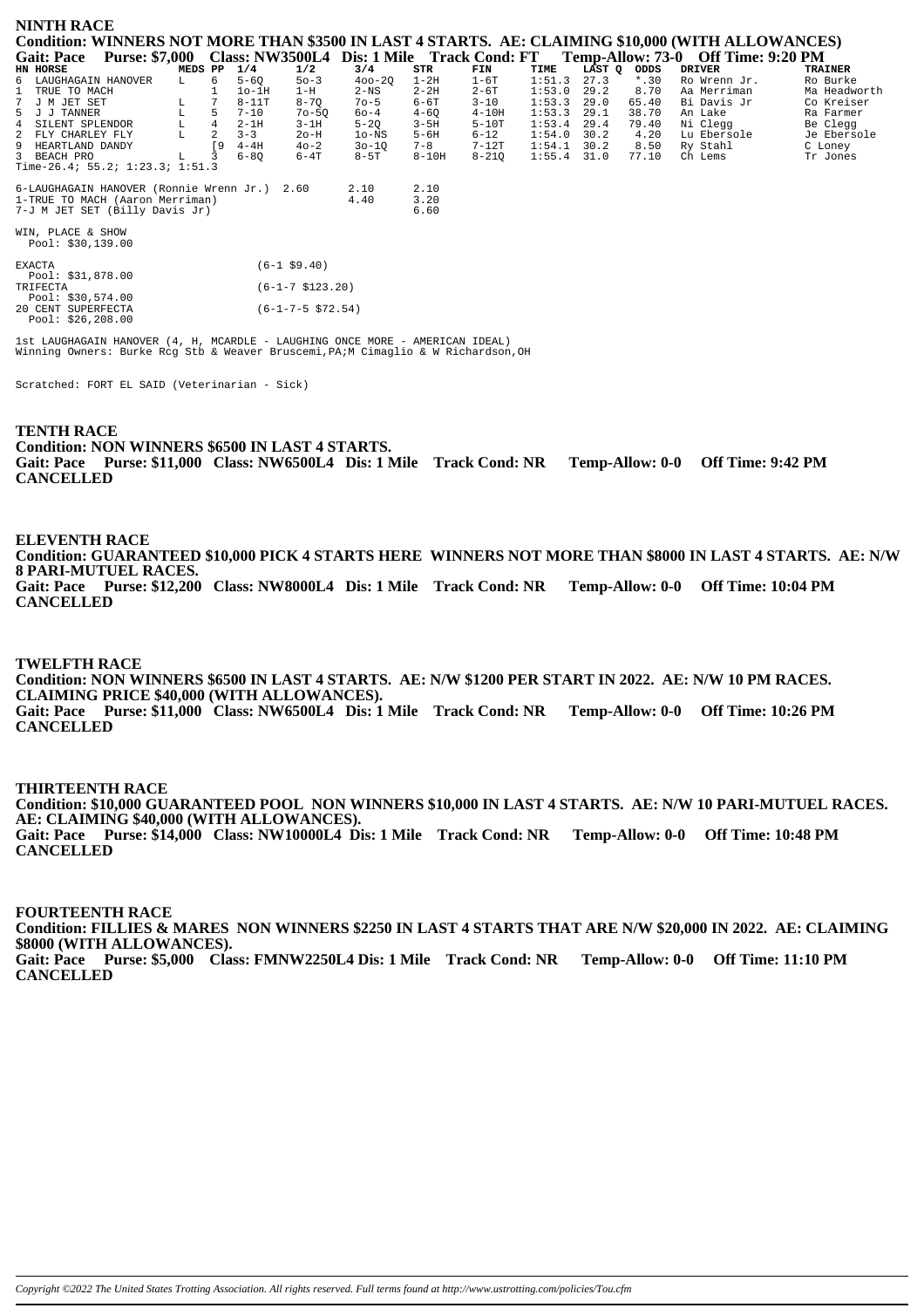## NINTH RACE

**Condition: WINNERS NOT MORE THAN $3500 IN LAST 4 STARTS. AE: CLAIMING $10,000 (WITH ALLOWANCES)**

**Gait: Pace Purse: $7,000 Class: NW3500L4 Dis: 1 Mile Track Cond: FT Temp-Allow: 73-0 Off Time: 9:20 PM**

| HN | HORSE | MEDS | PP | 1/4 | 1/2 | 3/4 | STR | FIN | TIME | LAST Q | ODDS | DRIVER | TRAINER |
|---|---|---|---|---|---|---|---|---|---|---|---|---|---|
| 6 | LAUGHAGAIN HANOVER | L | 6 | 5-6Q | 5o-3 | 4oo-2Q | 1-2H | 1-6T | 1:51.3 | 27.3 | *.30 | Ro Wrenn Jr. | Ro Burke |
| 1 | TRUE TO MACH | | 1 | 1o-1H | 1-H | 2-NS | 2-2H | 2-6T | 1:53.0 | 29.2 | 8.70 | Aa Merriman | Ma Headworth |
| 7 | J M JET SET | L | 7 | 8-11T | 8-7Q | 7o-5 | 6-6T | 3-10 | 1:53.3 | 29.0 | 65.40 | Bi Davis Jr | Co Kreiser |
| 5 | J J TANNER | L | 5 | 7-10 | 7o-5Q | 6o-4 | 4-6Q | 4-10H | 1:53.3 | 29.1 | 38.70 | An Lake | Ra Farmer |
| 4 | SILENT SPLENDOR | L | 4 | 2-1H | 3-1H | 5-2Q | 3-5H | 5-10T | 1:53.4 | 29.4 | 79.40 | Ni Clegg | Be Clegg |
| 2 | FLY CHARLEY FLY | L | 2 | 3-3 | 2o-H | 1o-NS | 5-6H | 6-12 | 1:54.0 | 30.2 | 4.20 | Lu Ebersole | Je Ebersole |
| 9 | HEARTLAND DANDY | | [9 | 4-4H | 4o-2 | 3o-1Q | 7-8 | 7-12T | 1:54.1 | 30.2 | 8.50 | Ry Stahl | C Loney |
| 3 | BEACH PRO | L | 3 | 6-8Q | 6-4T | 8-5T | 8-10H | 8-21Q | 1:55.4 | 31.0 | 77.10 | Ch Lems | Tr Jones |

Time-26.4; 55.2; 1:23.3; 1:51.3

| | | | |
|---|---|---|---|
| 6-LAUGHAGAIN HANOVER (Ronnie Wrenn Jr.) | 2.60 | 2.10 | 2.10 |
| 1-TRUE TO MACH (Aaron Merriman) | | 4.40 | 3.20 |
| 7-J M JET SET (Billy Davis Jr) | | | 6.60 |

WIN, PLACE & SHOW
Pool: $30,139.00

| | |
|---|---|
| EXACTA Pool: $31,878.00 | (6-1 $9.40) |
| TRIFECTA Pool: $30,574.00 | (6-1-7 $123.20) |
| 20 CENT SUPERFECTA Pool: $26,208.00 | (6-1-7-5 $72.54) |

1st LAUGHAGAIN HANOVER (4, H, MCARDLE - LAUGHING ONCE MORE - AMERICAN IDEAL)
Winning Owners: Burke Rcg Stb & Weaver Bruscemi,PA;M Cimaglio & W Richardson,OH

Scratched: FORT EL SAID (Veterinarian - Sick)

## TENTH RACE

**Condition: NON WINNERS $6500 IN LAST 4 STARTS.**

**Gait: Pace Purse: $11,000 Class: NW6500L4 Dis: 1 Mile Track Cond: NR Temp-Allow: 0-0 Off Time: 9:42 PM**

**CANCELLED**

## ELEVENTH RACE

**Condition: GUARANTEED $10,000 PICK 4 STARTS HERE WINNERS NOT MORE THAN $8000 IN LAST 4 STARTS. AE: N/W 8 PARI-MUTUEL RACES.**

**Gait: Pace Purse: $12,200 Class: NW8000L4 Dis: 1 Mile Track Cond: NR Temp-Allow: 0-0 Off Time: 10:04 PM**

**CANCELLED**

## TWELFTH RACE

**Condition: NON WINNERS $6500 IN LAST 4 STARTS. AE: N/W $1200 PER START IN 2022. AE: N/W 10 PM RACES. CLAIMING PRICE $40,000 (WITH ALLOWANCES).**

**Gait: Pace Purse: $11,000 Class: NW6500L4 Dis: 1 Mile Track Cond: NR Temp-Allow: 0-0 Off Time: 10:26 PM**

**CANCELLED**

## THIRTEENTH RACE

**Condition: $10,000 GUARANTEED POOL NON WINNERS $10,000 IN LAST 4 STARTS. AE: N/W 10 PARI-MUTUEL RACES. AE: CLAIMING $40,000 (WITH ALLOWANCES).**

**Gait: Pace Purse: $14,000 Class: NW10000L4 Dis: 1 Mile Track Cond: NR Temp-Allow: 0-0 Off Time: 10:48 PM**

**CANCELLED**

## FOURTEENTH RACE

**Condition: FILLIES & MARES NON WINNERS $2250 IN LAST 4 STARTS THAT ARE N/W $20,000 IN 2022. AE: CLAIMING $8000 (WITH ALLOWANCES).**

**Gait: Pace Purse: $5,000 Class: FMNW2250L4 Dis: 1 Mile Track Cond: NR Temp-Allow: 0-0 Off Time: 11:10 PM**

**CANCELLED**

*Copyright ©2022 The United States Trotting Association. All rights reserved. Full terms found at http://www.ustrotting.com/policies/Tou.cfm*